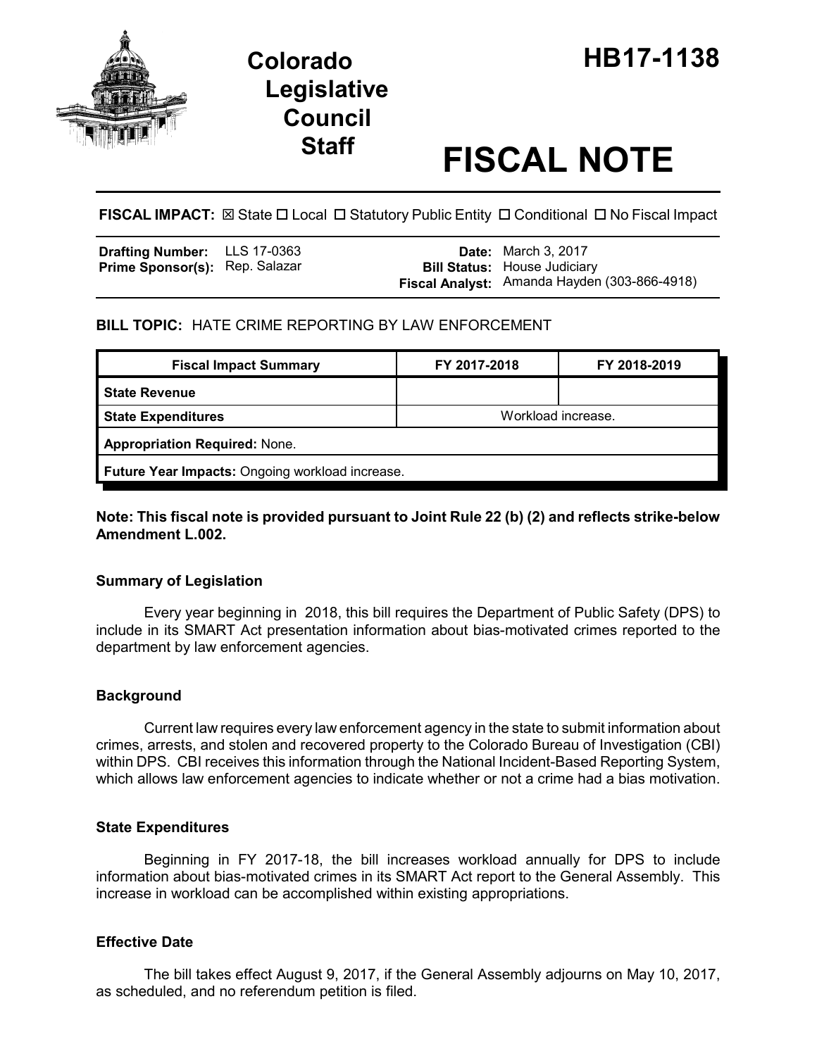# Colorado Legislative Council Staff

# HB17-1138

# FISCAL NOTE

**FISCAL IMPACT:** ☒ State ☐ Local ☐ Statutory Public Entity ☐ Conditional ☐ No Fiscal Impact

| | | | |
|---|---|---|---|
| **Drafting Number:** | LLS 17-0363 | **Date:** | March 3, 2017 |
| **Prime Sponsor(s):** | Rep. Salazar | **Bill Status:** | House Judiciary |
| | | **Fiscal Analyst:** | Amanda Hayden (303-866-4918) |

**BILL TOPIC:** HATE CRIME REPORTING BY LAW ENFORCEMENT

| Fiscal Impact Summary | FY 2017-2018 | FY 2018-2019 |
|---|---|---|
| **State Revenue** | | |
| **State Expenditures** | Workload increase. | |
| **Appropriation Required:** None. | | |
| **Future Year Impacts:** Ongoing workload increase. | | |

**Note: This fiscal note is provided pursuant to Joint Rule 22 (b) (2) and reflects strike-below Amendment L.002.**

### Summary of Legislation

Every year beginning in 2018, this bill requires the Department of Public Safety (DPS) to include in its SMART Act presentation information about bias-motivated crimes reported to the department by law enforcement agencies.

### Background

Current law requires every law enforcement agency in the state to submit information about crimes, arrests, and stolen and recovered property to the Colorado Bureau of Investigation (CBI) within DPS. CBI receives this information through the National Incident-Based Reporting System, which allows law enforcement agencies to indicate whether or not a crime had a bias motivation.

### State Expenditures

Beginning in FY 2017-18, the bill increases workload annually for DPS to include information about bias-motivated crimes in its SMART Act report to the General Assembly. This increase in workload can be accomplished within existing appropriations.

### Effective Date

The bill takes effect August 9, 2017, if the General Assembly adjourns on May 10, 2017, as scheduled, and no referendum petition is filed.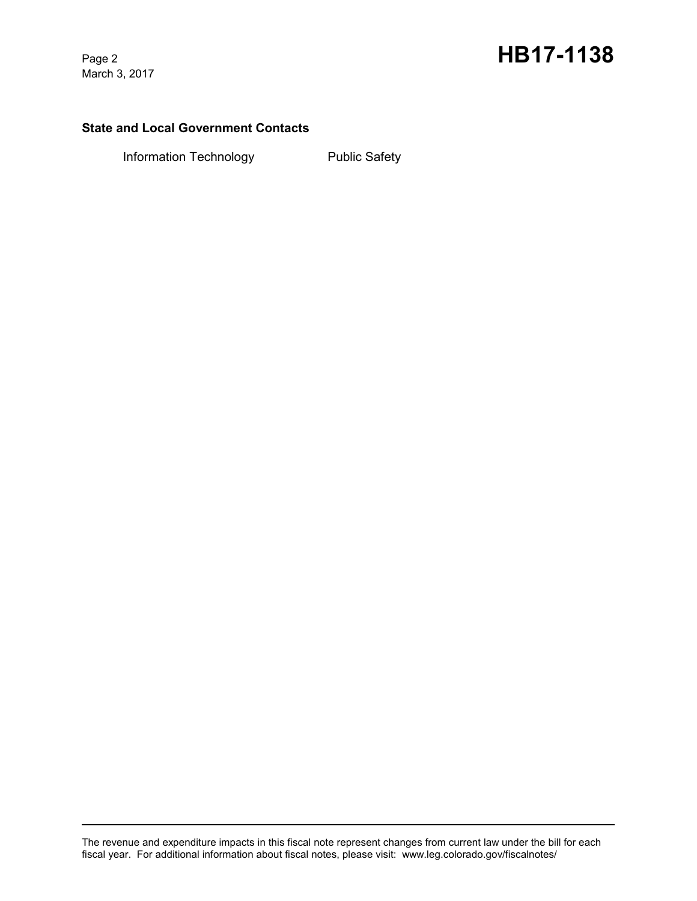## State and Local Government Contacts

Information Technology Public Safety

The revenue and expenditure impacts in this fiscal note represent changes from current law under the bill for each fiscal year. For additional information about fiscal notes, please visit: www.leg.colorado.gov/fiscalnotes/